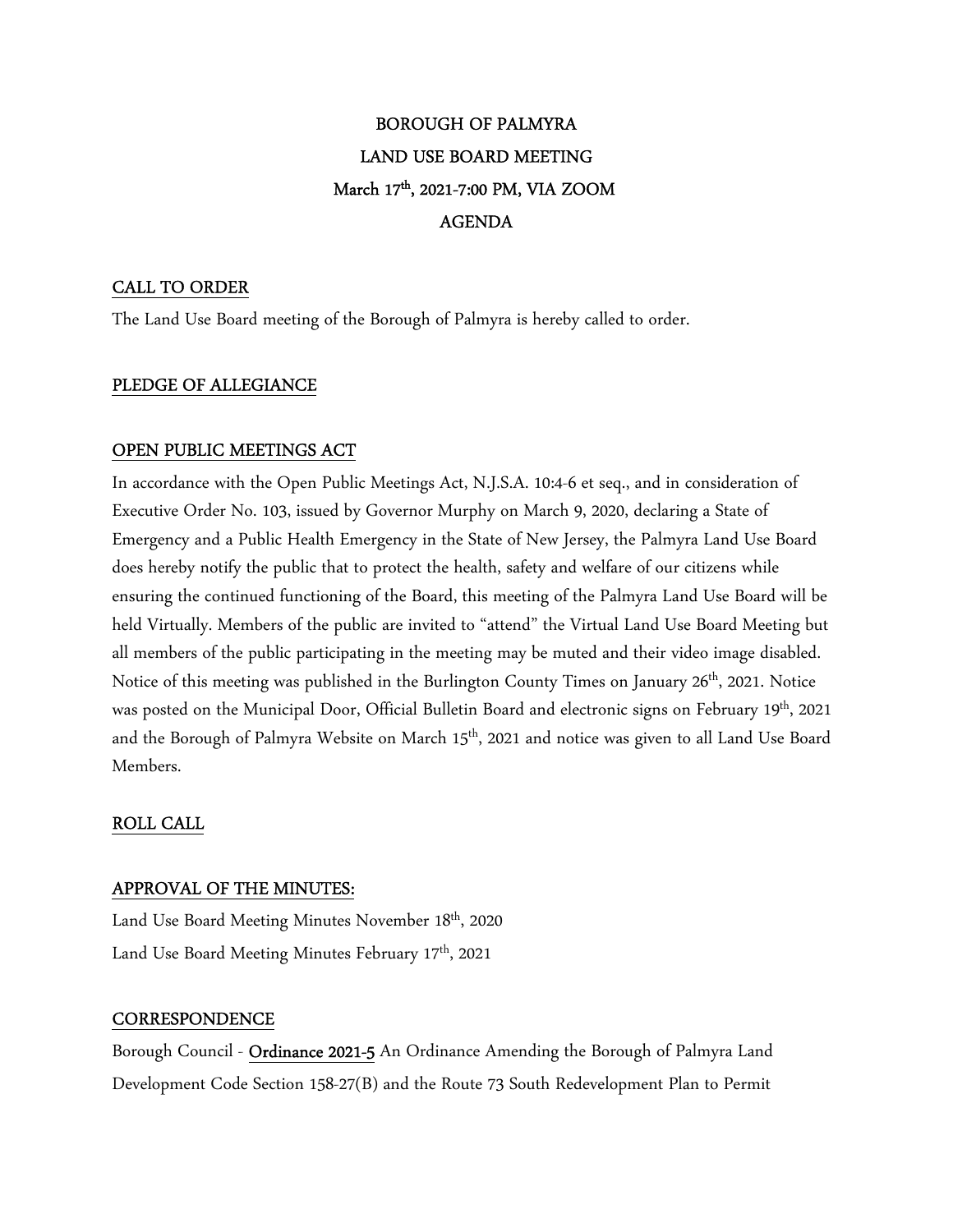# BOROUGH OF PALMYRA
# LAND USE BOARD MEETING
# March 17th, 2021-7:00 PM, VIA ZOOM
# AGENDA

## CALL TO ORDER

The Land Use Board meeting of the Borough of Palmyra is hereby called to order.

## PLEDGE OF ALLEGIANCE

## OPEN PUBLIC MEETINGS ACT

In accordance with the Open Public Meetings Act, N.J.S.A. 10:4-6 et seq., and in consideration of Executive Order No. 103, issued by Governor Murphy on March 9, 2020, declaring a State of Emergency and a Public Health Emergency in the State of New Jersey, the Palmyra Land Use Board does hereby notify the public that to protect the health, safety and welfare of our citizens while ensuring the continued functioning of the Board, this meeting of the Palmyra Land Use Board will be held Virtually. Members of the public are invited to "attend" the Virtual Land Use Board Meeting but all members of the public participating in the meeting may be muted and their video image disabled. Notice of this meeting was published in the Burlington County Times on January 26th, 2021. Notice was posted on the Municipal Door, Official Bulletin Board and electronic signs on February 19th, 2021 and the Borough of Palmyra Website on March 15th, 2021 and notice was given to all Land Use Board Members.

## ROLL CALL

## APPROVAL OF THE MINUTES:

Land Use Board Meeting Minutes November 18th, 2020

Land Use Board Meeting Minutes February 17th, 2021

## CORRESPONDENCE

Borough Council - **Ordinance 2021-5** An Ordinance Amending the Borough of Palmyra Land Development Code Section 158-27(B) and the Route 73 South Redevelopment Plan to Permit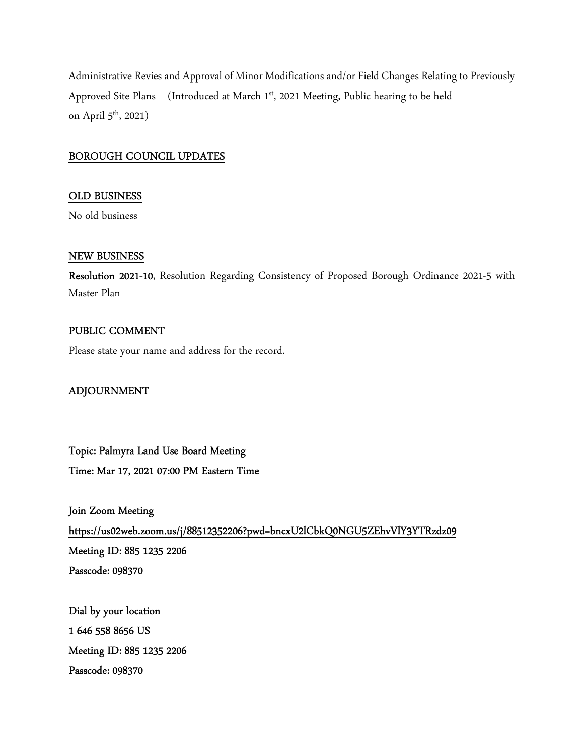Administrative Revies and Approval of Minor Modifications and/or Field Changes Relating to Previously Approved Site Plans (Introduced at March 1st, 2021 Meeting, Public hearing to be held on April 5th, 2021)

## BOROUGH COUNCIL UPDATES

## OLD BUSINESS

No old business

## NEW BUSINESS

Resolution 2021-10, Resolution Regarding Consistency of Proposed Borough Ordinance 2021-5 with Master Plan

## PUBLIC COMMENT

Please state your name and address for the record.

## ADJOURNMENT

**Topic: Palmyra Land Use Board Meeting**

**Time: Mar 17, 2021 07:00 PM Eastern Time**

**Join Zoom Meeting**

**https://us02web.zoom.us/j/88512352206?pwd=bncxU2lCbkQ0NGU5ZEhvVlY3YTRzdz09**

**Meeting ID: 885 1235 2206**

**Passcode: 098370**

**Dial by your location**

**1 646 558 8656 US**

**Meeting ID: 885 1235 2206**

**Passcode: 098370**